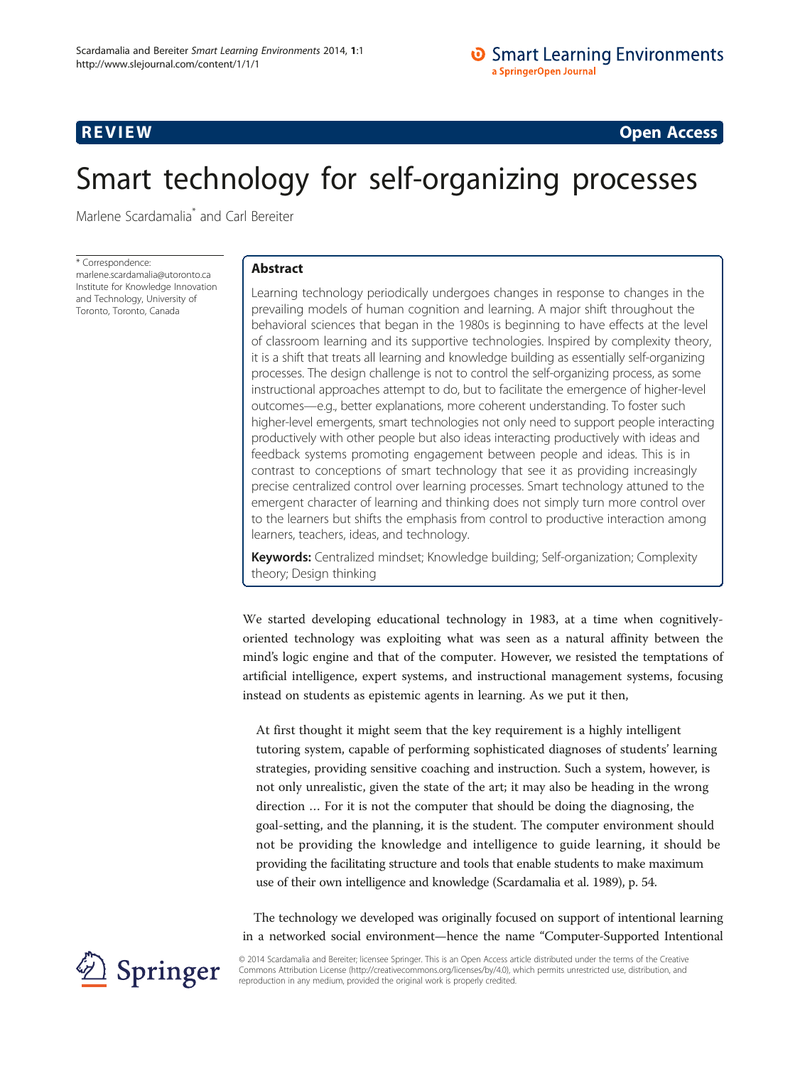REVIEW Open Access

# Smart technology for self-organizing processes

Marlene Scardamalia* and Carl Bereiter

\* Correspondence: marlene.scardamalia@utoronto.ca
Institute for Knowledge Innovation and Technology, University of Toronto, Toronto, Canada

## Abstract

Learning technology periodically undergoes changes in response to changes in the prevailing models of human cognition and learning. A major shift throughout the behavioral sciences that began in the 1980s is beginning to have effects at the level of classroom learning and its supportive technologies. Inspired by complexity theory, it is a shift that treats all learning and knowledge building as essentially self-organizing processes. The design challenge is not to control the self-organizing process, as some instructional approaches attempt to do, but to facilitate the emergence of higher-level outcomes—e.g., better explanations, more coherent understanding. To foster such higher-level emergents, smart technologies not only need to support people interacting productively with other people but also ideas interacting productively with ideas and feedback systems promoting engagement between people and ideas. This is in contrast to conceptions of smart technology that see it as providing increasingly precise centralized control over learning processes. Smart technology attuned to the emergent character of learning and thinking does not simply turn more control over to the learners but shifts the emphasis from control to productive interaction among learners, teachers, ideas, and technology.

**Keywords:** Centralized mindset; Knowledge building; Self-organization; Complexity theory; Design thinking

We started developing educational technology in 1983, at a time when cognitively-oriented technology was exploiting what was seen as a natural affinity between the mind's logic engine and that of the computer. However, we resisted the temptations of artificial intelligence, expert systems, and instructional management systems, focusing instead on students as epistemic agents in learning. As we put it then,

> At first thought it might seem that the key requirement is a highly intelligent tutoring system, capable of performing sophisticated diagnoses of students' learning strategies, providing sensitive coaching and instruction. Such a system, however, is not only unrealistic, given the state of the art; it may also be heading in the wrong direction … For it is not the computer that should be doing the diagnosing, the goal-setting, and the planning, it is the student. The computer environment should not be providing the knowledge and intelligence to guide learning, it should be providing the facilitating structure and tools that enable students to make maximum use of their own intelligence and knowledge (Scardamalia et al. 1989), p. 54.

The technology we developed was originally focused on support of intentional learning in a networked social environment—hence the name "Computer-Supported Intentional

© 2014 Scardamalia and Bereiter; licensee Springer. This is an Open Access article distributed under the terms of the Creative Commons Attribution License (http://creativecommons.org/licenses/by/4.0), which permits unrestricted use, distribution, and reproduction in any medium, provided the original work is properly credited.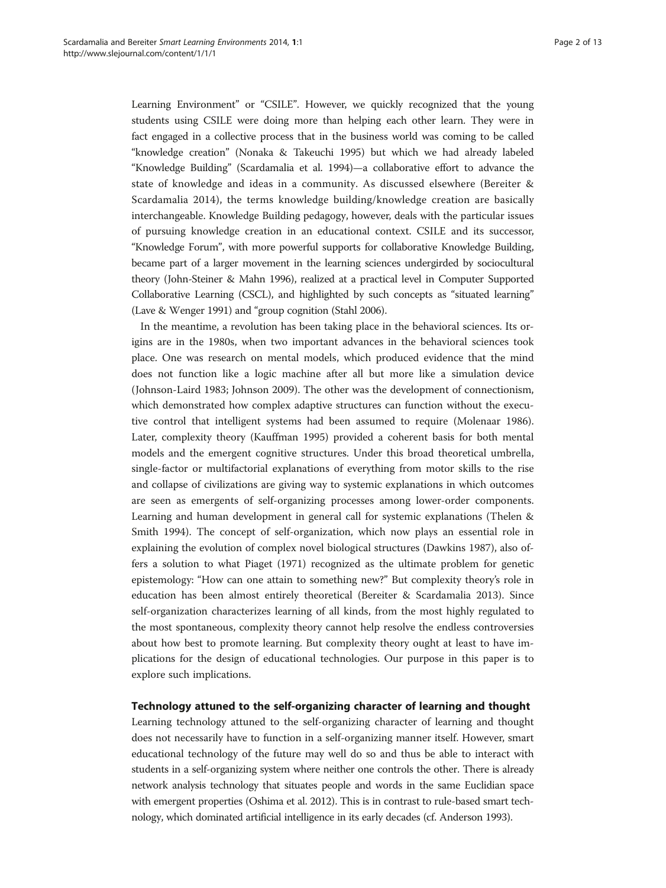Learning Environment" or "CSILE". However, we quickly recognized that the young students using CSILE were doing more than helping each other learn. They were in fact engaged in a collective process that in the business world was coming to be called "knowledge creation" (Nonaka & Takeuchi 1995) but which we had already labeled "Knowledge Building" (Scardamalia et al. 1994)—a collaborative effort to advance the state of knowledge and ideas in a community. As discussed elsewhere (Bereiter & Scardamalia 2014), the terms knowledge building/knowledge creation are basically interchangeable. Knowledge Building pedagogy, however, deals with the particular issues of pursuing knowledge creation in an educational context. CSILE and its successor, "Knowledge Forum", with more powerful supports for collaborative Knowledge Building, became part of a larger movement in the learning sciences undergirded by sociocultural theory (John-Steiner & Mahn 1996), realized at a practical level in Computer Supported Collaborative Learning (CSCL), and highlighted by such concepts as "situated learning" (Lave & Wenger 1991) and "group cognition (Stahl 2006).

In the meantime, a revolution has been taking place in the behavioral sciences. Its origins are in the 1980s, when two important advances in the behavioral sciences took place. One was research on mental models, which produced evidence that the mind does not function like a logic machine after all but more like a simulation device (Johnson-Laird 1983; Johnson 2009). The other was the development of connectionism, which demonstrated how complex adaptive structures can function without the executive control that intelligent systems had been assumed to require (Molenaar 1986). Later, complexity theory (Kauffman 1995) provided a coherent basis for both mental models and the emergent cognitive structures. Under this broad theoretical umbrella, single-factor or multifactorial explanations of everything from motor skills to the rise and collapse of civilizations are giving way to systemic explanations in which outcomes are seen as emergents of self-organizing processes among lower-order components. Learning and human development in general call for systemic explanations (Thelen & Smith 1994). The concept of self-organization, which now plays an essential role in explaining the evolution of complex novel biological structures (Dawkins 1987), also offers a solution to what Piaget (1971) recognized as the ultimate problem for genetic epistemology: "How can one attain to something new?" But complexity theory's role in education has been almost entirely theoretical (Bereiter & Scardamalia 2013). Since self-organization characterizes learning of all kinds, from the most highly regulated to the most spontaneous, complexity theory cannot help resolve the endless controversies about how best to promote learning. But complexity theory ought at least to have implications for the design of educational technologies. Our purpose in this paper is to explore such implications.

## Technology attuned to the self-organizing character of learning and thought

Learning technology attuned to the self-organizing character of learning and thought does not necessarily have to function in a self-organizing manner itself. However, smart educational technology of the future may well do so and thus be able to interact with students in a self-organizing system where neither one controls the other. There is already network analysis technology that situates people and words in the same Euclidian space with emergent properties (Oshima et al. 2012). This is in contrast to rule-based smart technology, which dominated artificial intelligence in its early decades (cf. Anderson 1993).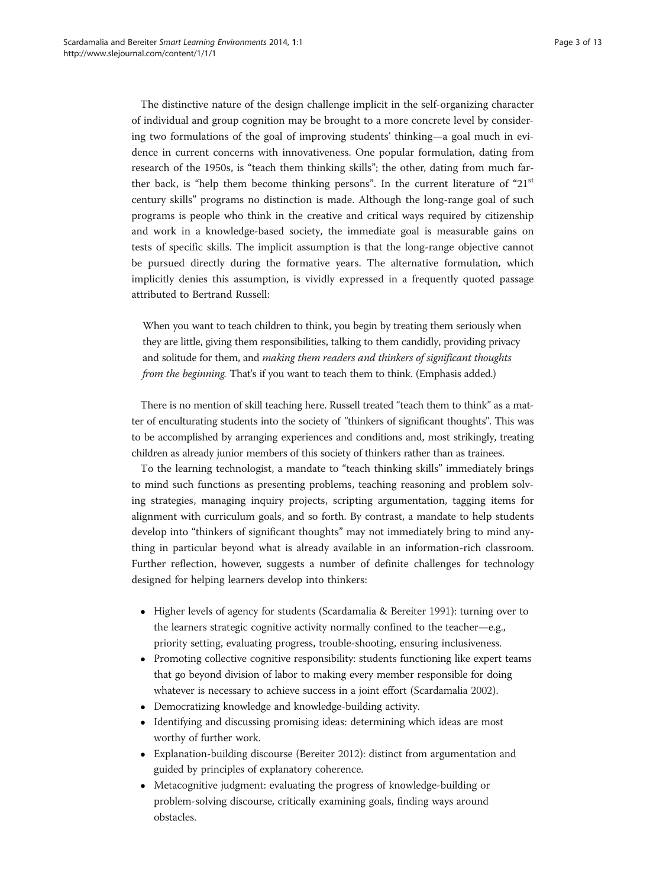The distinctive nature of the design challenge implicit in the self-organizing character of individual and group cognition may be brought to a more concrete level by considering two formulations of the goal of improving students' thinking—a goal much in evidence in current concerns with innovativeness. One popular formulation, dating from research of the 1950s, is "teach them thinking skills"; the other, dating from much farther back, is "help them become thinking persons". In the current literature of "21st century skills" programs no distinction is made. Although the long-range goal of such programs is people who think in the creative and critical ways required by citizenship and work in a knowledge-based society, the immediate goal is measurable gains on tests of specific skills. The implicit assumption is that the long-range objective cannot be pursued directly during the formative years. The alternative formulation, which implicitly denies this assumption, is vividly expressed in a frequently quoted passage attributed to Bertrand Russell:

> When you want to teach children to think, you begin by treating them seriously when they are little, giving them responsibilities, talking to them candidly, providing privacy and solitude for them, and *making them readers and thinkers of significant thoughts from the beginning.* That's if you want to teach them to think. (Emphasis added.)

There is no mention of skill teaching here. Russell treated "teach them to think" as a matter of enculturating students into the society of "thinkers of significant thoughts". This was to be accomplished by arranging experiences and conditions and, most strikingly, treating children as already junior members of this society of thinkers rather than as trainees.

To the learning technologist, a mandate to "teach thinking skills" immediately brings to mind such functions as presenting problems, teaching reasoning and problem solving strategies, managing inquiry projects, scripting argumentation, tagging items for alignment with curriculum goals, and so forth. By contrast, a mandate to help students develop into "thinkers of significant thoughts" may not immediately bring to mind anything in particular beyond what is already available in an information-rich classroom. Further reflection, however, suggests a number of definite challenges for technology designed for helping learners develop into thinkers:

- Higher levels of agency for students (Scardamalia & Bereiter 1991): turning over to the learners strategic cognitive activity normally confined to the teacher—e.g., priority setting, evaluating progress, trouble-shooting, ensuring inclusiveness.
- Promoting collective cognitive responsibility: students functioning like expert teams that go beyond division of labor to making every member responsible for doing whatever is necessary to achieve success in a joint effort (Scardamalia 2002).
- Democratizing knowledge and knowledge-building activity.
- Identifying and discussing promising ideas: determining which ideas are most worthy of further work.
- Explanation-building discourse (Bereiter 2012): distinct from argumentation and guided by principles of explanatory coherence.
- Metacognitive judgment: evaluating the progress of knowledge-building or problem-solving discourse, critically examining goals, finding ways around obstacles.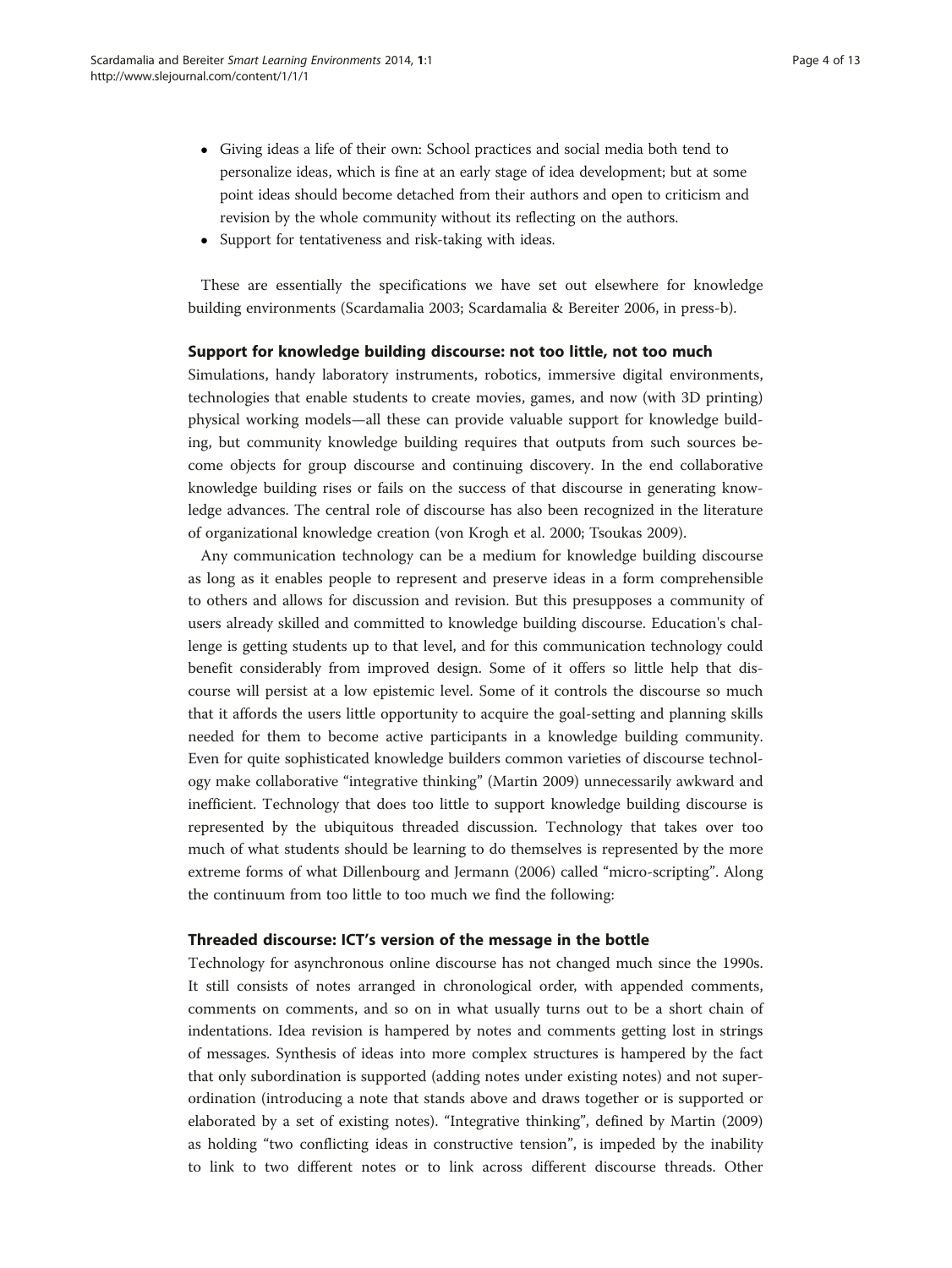- Giving ideas a life of their own: School practices and social media both tend to personalize ideas, which is fine at an early stage of idea development; but at some point ideas should become detached from their authors and open to criticism and revision by the whole community without its reflecting on the authors.
- Support for tentativeness and risk-taking with ideas.

These are essentially the specifications we have set out elsewhere for knowledge building environments (Scardamalia 2003; Scardamalia & Bereiter 2006, in press-b).

## Support for knowledge building discourse: not too little, not too much

Simulations, handy laboratory instruments, robotics, immersive digital environments, technologies that enable students to create movies, games, and now (with 3D printing) physical working models—all these can provide valuable support for knowledge building, but community knowledge building requires that outputs from such sources become objects for group discourse and continuing discovery. In the end collaborative knowledge building rises or fails on the success of that discourse in generating knowledge advances. The central role of discourse has also been recognized in the literature of organizational knowledge creation (von Krogh et al. 2000; Tsoukas 2009).

Any communication technology can be a medium for knowledge building discourse as long as it enables people to represent and preserve ideas in a form comprehensible to others and allows for discussion and revision. But this presupposes a community of users already skilled and committed to knowledge building discourse. Education's challenge is getting students up to that level, and for this communication technology could benefit considerably from improved design. Some of it offers so little help that discourse will persist at a low epistemic level. Some of it controls the discourse so much that it affords the users little opportunity to acquire the goal-setting and planning skills needed for them to become active participants in a knowledge building community. Even for quite sophisticated knowledge builders common varieties of discourse technology make collaborative "integrative thinking" (Martin 2009) unnecessarily awkward and inefficient. Technology that does too little to support knowledge building discourse is represented by the ubiquitous threaded discussion. Technology that takes over too much of what students should be learning to do themselves is represented by the more extreme forms of what Dillenbourg and Jermann (2006) called "micro-scripting". Along the continuum from too little to too much we find the following:

### Threaded discourse: ICT's version of the message in the bottle

Technology for asynchronous online discourse has not changed much since the 1990s. It still consists of notes arranged in chronological order, with appended comments, comments on comments, and so on in what usually turns out to be a short chain of indentations. Idea revision is hampered by notes and comments getting lost in strings of messages. Synthesis of ideas into more complex structures is hampered by the fact that only subordination is supported (adding notes under existing notes) and not superordination (introducing a note that stands above and draws together or is supported or elaborated by a set of existing notes). "Integrative thinking", defined by Martin (2009) as holding "two conflicting ideas in constructive tension", is impeded by the inability to link to two different notes or to link across different discourse threads. Other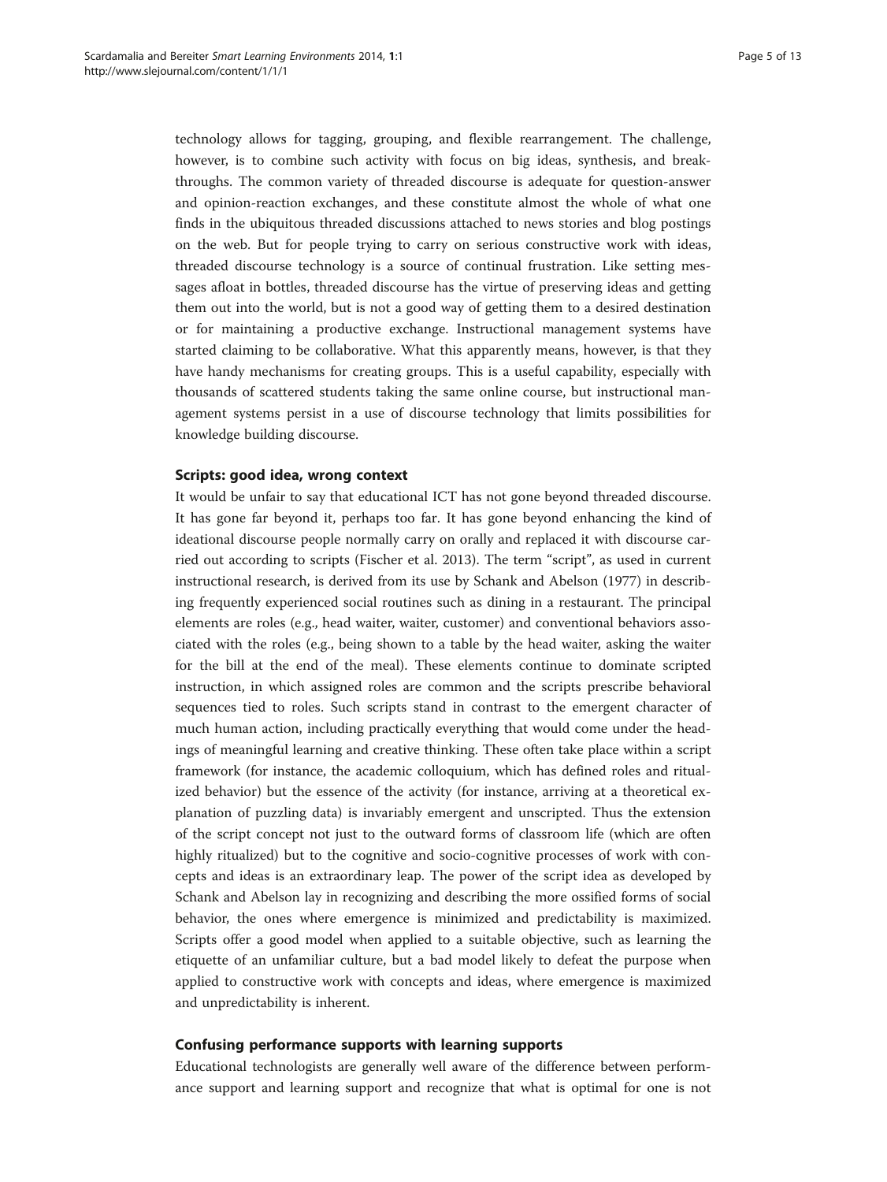technology allows for tagging, grouping, and flexible rearrangement. The challenge, however, is to combine such activity with focus on big ideas, synthesis, and breakthroughs. The common variety of threaded discourse is adequate for question-answer and opinion-reaction exchanges, and these constitute almost the whole of what one finds in the ubiquitous threaded discussions attached to news stories and blog postings on the web. But for people trying to carry on serious constructive work with ideas, threaded discourse technology is a source of continual frustration. Like setting messages afloat in bottles, threaded discourse has the virtue of preserving ideas and getting them out into the world, but is not a good way of getting them to a desired destination or for maintaining a productive exchange. Instructional management systems have started claiming to be collaborative. What this apparently means, however, is that they have handy mechanisms for creating groups. This is a useful capability, especially with thousands of scattered students taking the same online course, but instructional management systems persist in a use of discourse technology that limits possibilities for knowledge building discourse.

### Scripts: good idea, wrong context

It would be unfair to say that educational ICT has not gone beyond threaded discourse. It has gone far beyond it, perhaps too far. It has gone beyond enhancing the kind of ideational discourse people normally carry on orally and replaced it with discourse carried out according to scripts (Fischer et al. 2013). The term "script", as used in current instructional research, is derived from its use by Schank and Abelson (1977) in describing frequently experienced social routines such as dining in a restaurant. The principal elements are roles (e.g., head waiter, waiter, customer) and conventional behaviors associated with the roles (e.g., being shown to a table by the head waiter, asking the waiter for the bill at the end of the meal). These elements continue to dominate scripted instruction, in which assigned roles are common and the scripts prescribe behavioral sequences tied to roles. Such scripts stand in contrast to the emergent character of much human action, including practically everything that would come under the headings of meaningful learning and creative thinking. These often take place within a script framework (for instance, the academic colloquium, which has defined roles and ritualized behavior) but the essence of the activity (for instance, arriving at a theoretical explanation of puzzling data) is invariably emergent and unscripted. Thus the extension of the script concept not just to the outward forms of classroom life (which are often highly ritualized) but to the cognitive and socio-cognitive processes of work with concepts and ideas is an extraordinary leap. The power of the script idea as developed by Schank and Abelson lay in recognizing and describing the more ossified forms of social behavior, the ones where emergence is minimized and predictability is maximized. Scripts offer a good model when applied to a suitable objective, such as learning the etiquette of an unfamiliar culture, but a bad model likely to defeat the purpose when applied to constructive work with concepts and ideas, where emergence is maximized and unpredictability is inherent.

### Confusing performance supports with learning supports

Educational technologists are generally well aware of the difference between performance support and learning support and recognize that what is optimal for one is not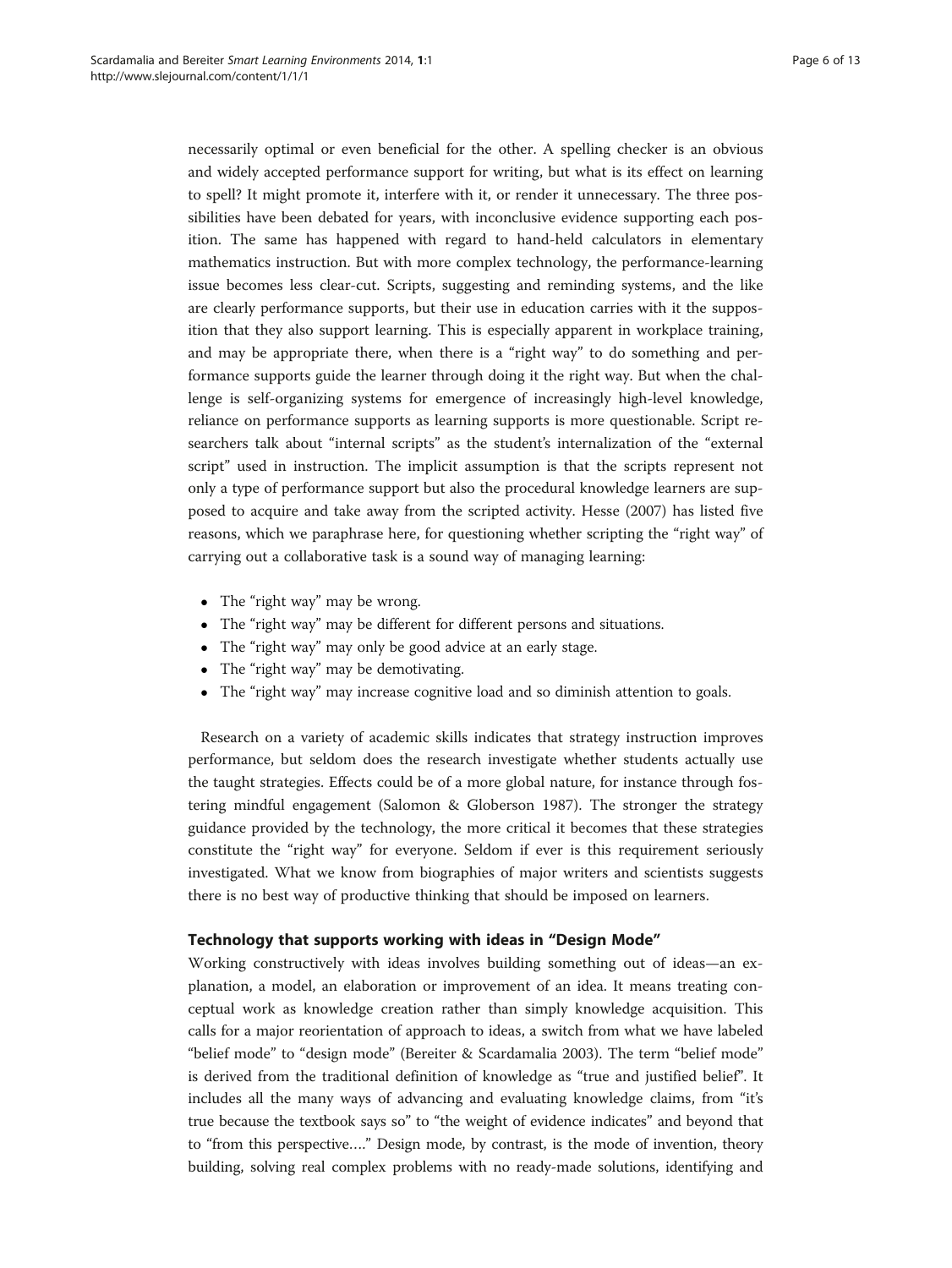necessarily optimal or even beneficial for the other. A spelling checker is an obvious and widely accepted performance support for writing, but what is its effect on learning to spell? It might promote it, interfere with it, or render it unnecessary. The three possibilities have been debated for years, with inconclusive evidence supporting each position. The same has happened with regard to hand-held calculators in elementary mathematics instruction. But with more complex technology, the performance-learning issue becomes less clear-cut. Scripts, suggesting and reminding systems, and the like are clearly performance supports, but their use in education carries with it the supposition that they also support learning. This is especially apparent in workplace training, and may be appropriate there, when there is a "right way" to do something and performance supports guide the learner through doing it the right way. But when the challenge is self-organizing systems for emergence of increasingly high-level knowledge, reliance on performance supports as learning supports is more questionable. Script researchers talk about "internal scripts" as the student's internalization of the "external script" used in instruction. The implicit assumption is that the scripts represent not only a type of performance support but also the procedural knowledge learners are supposed to acquire and take away from the scripted activity. Hesse (2007) has listed five reasons, which we paraphrase here, for questioning whether scripting the "right way" of carrying out a collaborative task is a sound way of managing learning:

- The "right way" may be wrong.
- The "right way" may be different for different persons and situations.
- The "right way" may only be good advice at an early stage.
- The "right way" may be demotivating.
- The "right way" may increase cognitive load and so diminish attention to goals.

Research on a variety of academic skills indicates that strategy instruction improves performance, but seldom does the research investigate whether students actually use the taught strategies. Effects could be of a more global nature, for instance through fostering mindful engagement (Salomon & Globerson 1987). The stronger the strategy guidance provided by the technology, the more critical it becomes that these strategies constitute the "right way" for everyone. Seldom if ever is this requirement seriously investigated. What we know from biographies of major writers and scientists suggests there is no best way of productive thinking that should be imposed on learners.

## Technology that supports working with ideas in "Design Mode"

Working constructively with ideas involves building something out of ideas—an explanation, a model, an elaboration or improvement of an idea. It means treating conceptual work as knowledge creation rather than simply knowledge acquisition. This calls for a major reorientation of approach to ideas, a switch from what we have labeled "belief mode" to "design mode" (Bereiter & Scardamalia 2003). The term "belief mode" is derived from the traditional definition of knowledge as "true and justified belief". It includes all the many ways of advancing and evaluating knowledge claims, from "it's true because the textbook says so" to "the weight of evidence indicates" and beyond that to "from this perspective…." Design mode, by contrast, is the mode of invention, theory building, solving real complex problems with no ready-made solutions, identifying and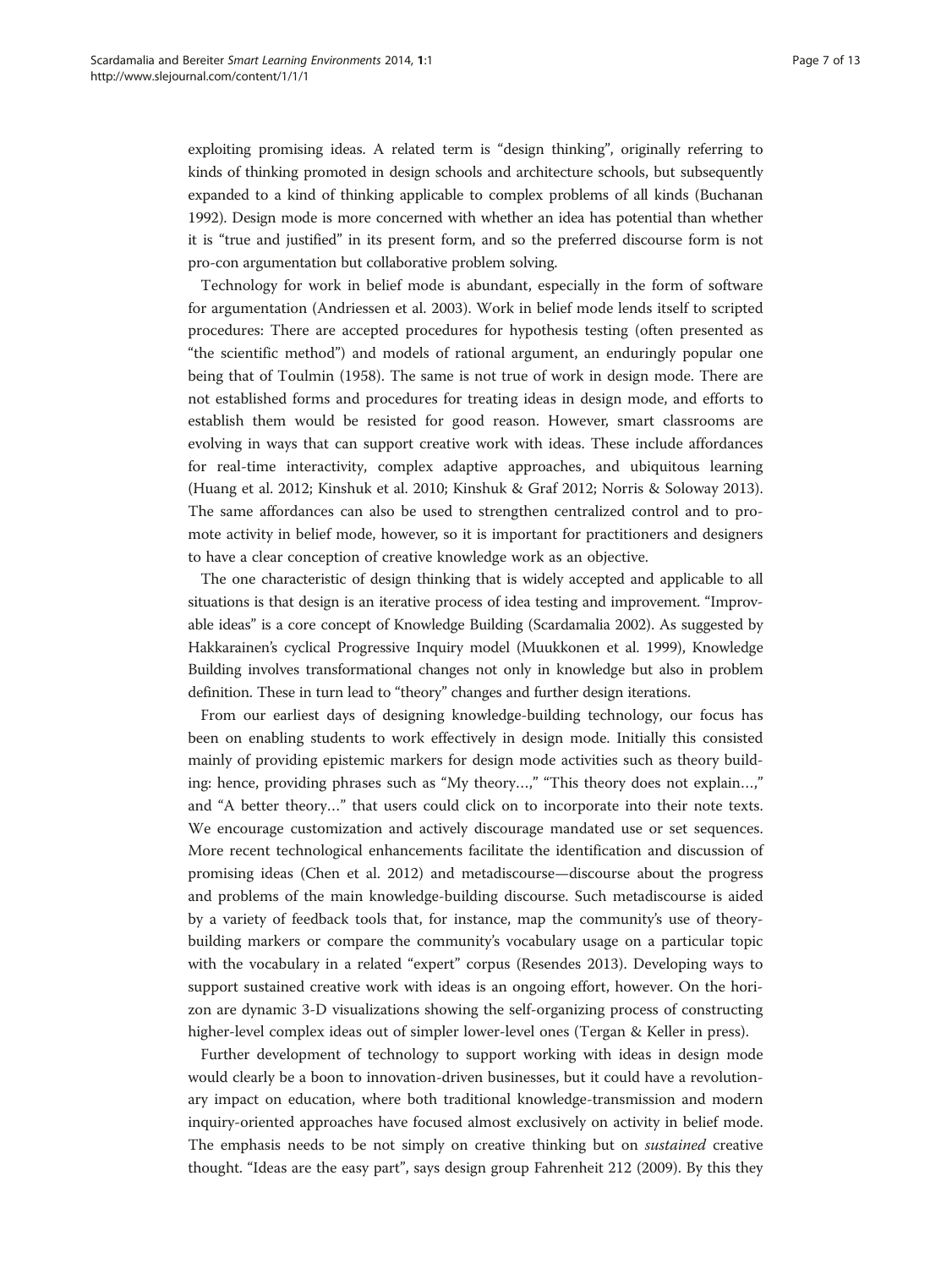exploiting promising ideas. A related term is "design thinking", originally referring to kinds of thinking promoted in design schools and architecture schools, but subsequently expanded to a kind of thinking applicable to complex problems of all kinds (Buchanan 1992). Design mode is more concerned with whether an idea has potential than whether it is "true and justified" in its present form, and so the preferred discourse form is not pro-con argumentation but collaborative problem solving.

Technology for work in belief mode is abundant, especially in the form of software for argumentation (Andriessen et al. 2003). Work in belief mode lends itself to scripted procedures: There are accepted procedures for hypothesis testing (often presented as "the scientific method") and models of rational argument, an enduringly popular one being that of Toulmin (1958). The same is not true of work in design mode. There are not established forms and procedures for treating ideas in design mode, and efforts to establish them would be resisted for good reason. However, smart classrooms are evolving in ways that can support creative work with ideas. These include affordances for real-time interactivity, complex adaptive approaches, and ubiquitous learning (Huang et al. 2012; Kinshuk et al. 2010; Kinshuk & Graf 2012; Norris & Soloway 2013). The same affordances can also be used to strengthen centralized control and to promote activity in belief mode, however, so it is important for practitioners and designers to have a clear conception of creative knowledge work as an objective.

The one characteristic of design thinking that is widely accepted and applicable to all situations is that design is an iterative process of idea testing and improvement. "Improvable ideas" is a core concept of Knowledge Building (Scardamalia 2002). As suggested by Hakkarainen's cyclical Progressive Inquiry model (Muukkonen et al. 1999), Knowledge Building involves transformational changes not only in knowledge but also in problem definition. These in turn lead to "theory" changes and further design iterations.

From our earliest days of designing knowledge-building technology, our focus has been on enabling students to work effectively in design mode. Initially this consisted mainly of providing epistemic markers for design mode activities such as theory building: hence, providing phrases such as "My theory…," "This theory does not explain…," and "A better theory…" that users could click on to incorporate into their note texts. We encourage customization and actively discourage mandated use or set sequences. More recent technological enhancements facilitate the identification and discussion of promising ideas (Chen et al. 2012) and metadiscourse—discourse about the progress and problems of the main knowledge-building discourse. Such metadiscourse is aided by a variety of feedback tools that, for instance, map the community's use of theory-building markers or compare the community's vocabulary usage on a particular topic with the vocabulary in a related "expert" corpus (Resendes 2013). Developing ways to support sustained creative work with ideas is an ongoing effort, however. On the horizon are dynamic 3-D visualizations showing the self-organizing process of constructing higher-level complex ideas out of simpler lower-level ones (Tergan & Keller in press).

Further development of technology to support working with ideas in design mode would clearly be a boon to innovation-driven businesses, but it could have a revolutionary impact on education, where both traditional knowledge-transmission and modern inquiry-oriented approaches have focused almost exclusively on activity in belief mode. The emphasis needs to be not simply on creative thinking but on *sustained* creative thought. "Ideas are the easy part", says design group Fahrenheit 212 (2009). By this they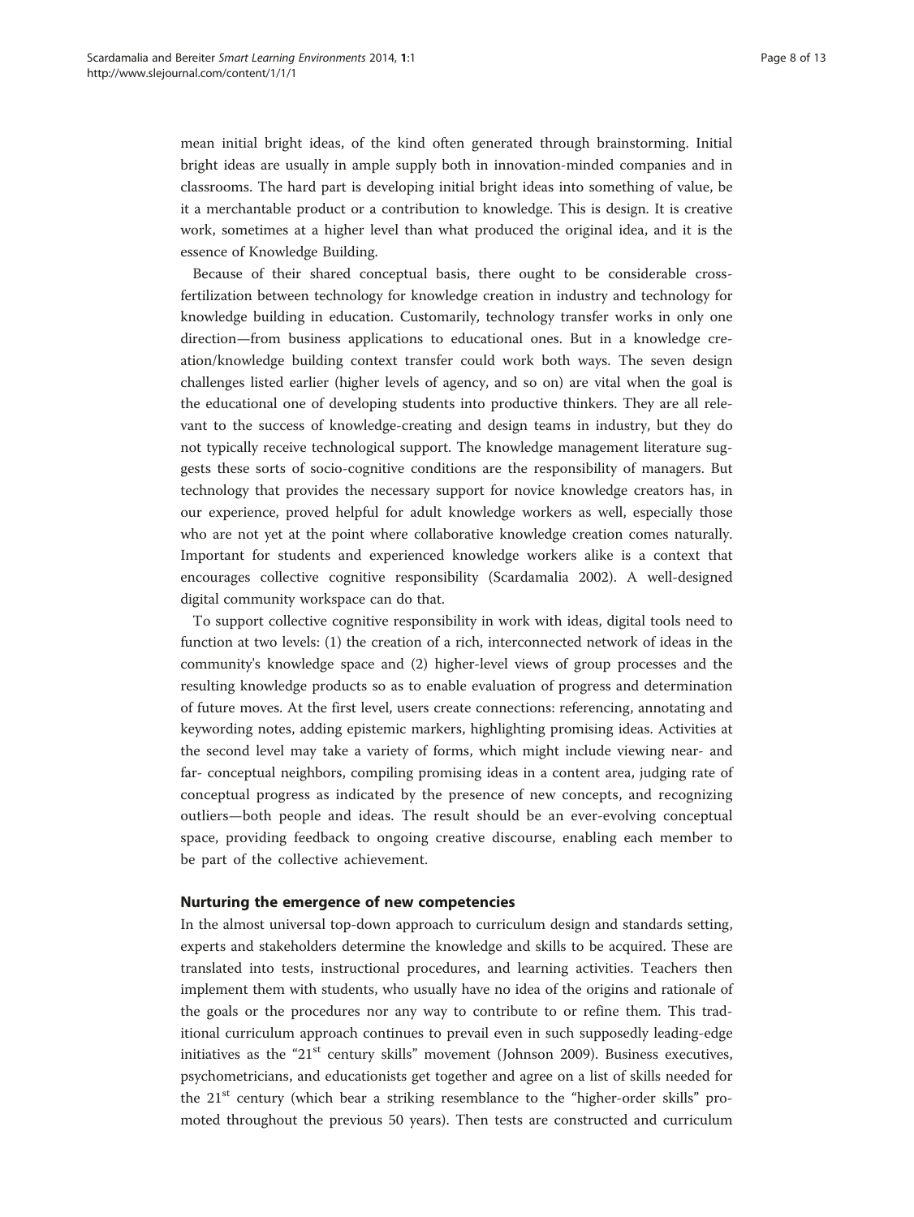mean initial bright ideas, of the kind often generated through brainstorming. Initial bright ideas are usually in ample supply both in innovation-minded companies and in classrooms. The hard part is developing initial bright ideas into something of value, be it a merchantable product or a contribution to knowledge. This is design. It is creative work, sometimes at a higher level than what produced the original idea, and it is the essence of Knowledge Building.

Because of their shared conceptual basis, there ought to be considerable cross-fertilization between technology for knowledge creation in industry and technology for knowledge building in education. Customarily, technology transfer works in only one direction—from business applications to educational ones. But in a knowledge creation/knowledge building context transfer could work both ways. The seven design challenges listed earlier (higher levels of agency, and so on) are vital when the goal is the educational one of developing students into productive thinkers. They are all relevant to the success of knowledge-creating and design teams in industry, but they do not typically receive technological support. The knowledge management literature suggests these sorts of socio-cognitive conditions are the responsibility of managers. But technology that provides the necessary support for novice knowledge creators has, in our experience, proved helpful for adult knowledge workers as well, especially those who are not yet at the point where collaborative knowledge creation comes naturally. Important for students and experienced knowledge workers alike is a context that encourages collective cognitive responsibility (Scardamalia 2002). A well-designed digital community workspace can do that.

To support collective cognitive responsibility in work with ideas, digital tools need to function at two levels: (1) the creation of a rich, interconnected network of ideas in the community's knowledge space and (2) higher-level views of group processes and the resulting knowledge products so as to enable evaluation of progress and determination of future moves. At the first level, users create connections: referencing, annotating and keywording notes, adding epistemic markers, highlighting promising ideas. Activities at the second level may take a variety of forms, which might include viewing near- and far- conceptual neighbors, compiling promising ideas in a content area, judging rate of conceptual progress as indicated by the presence of new concepts, and recognizing outliers—both people and ideas. The result should be an ever-evolving conceptual space, providing feedback to ongoing creative discourse, enabling each member to be part of the collective achievement.

## Nurturing the emergence of new competencies

In the almost universal top-down approach to curriculum design and standards setting, experts and stakeholders determine the knowledge and skills to be acquired. These are translated into tests, instructional procedures, and learning activities. Teachers then implement them with students, who usually have no idea of the origins and rationale of the goals or the procedures nor any way to contribute to or refine them. This traditional curriculum approach continues to prevail even in such supposedly leading-edge initiatives as the "21st century skills" movement (Johnson 2009). Business executives, psychometricians, and educationists get together and agree on a list of skills needed for the 21st century (which bear a striking resemblance to the "higher-order skills" promoted throughout the previous 50 years). Then tests are constructed and curriculum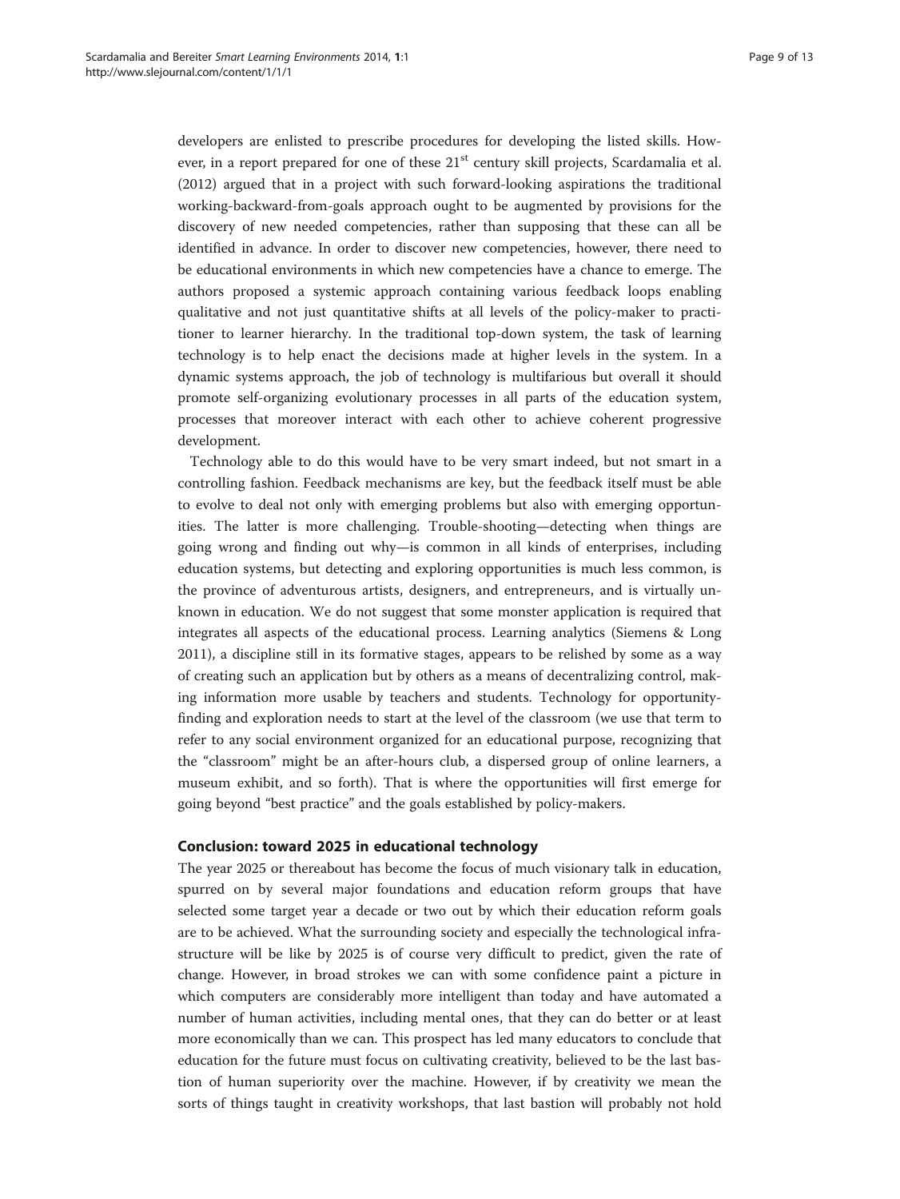developers are enlisted to prescribe procedures for developing the listed skills. However, in a report prepared for one of these 21st century skill projects, Scardamalia et al. (2012) argued that in a project with such forward-looking aspirations the traditional working-backward-from-goals approach ought to be augmented by provisions for the discovery of new needed competencies, rather than supposing that these can all be identified in advance. In order to discover new competencies, however, there need to be educational environments in which new competencies have a chance to emerge. The authors proposed a systemic approach containing various feedback loops enabling qualitative and not just quantitative shifts at all levels of the policy-maker to practitioner to learner hierarchy. In the traditional top-down system, the task of learning technology is to help enact the decisions made at higher levels in the system. In a dynamic systems approach, the job of technology is multifarious but overall it should promote self-organizing evolutionary processes in all parts of the education system, processes that moreover interact with each other to achieve coherent progressive development.

Technology able to do this would have to be very smart indeed, but not smart in a controlling fashion. Feedback mechanisms are key, but the feedback itself must be able to evolve to deal not only with emerging problems but also with emerging opportunities. The latter is more challenging. Trouble-shooting—detecting when things are going wrong and finding out why—is common in all kinds of enterprises, including education systems, but detecting and exploring opportunities is much less common, is the province of adventurous artists, designers, and entrepreneurs, and is virtually unknown in education. We do not suggest that some monster application is required that integrates all aspects of the educational process. Learning analytics (Siemens & Long 2011), a discipline still in its formative stages, appears to be relished by some as a way of creating such an application but by others as a means of decentralizing control, making information more usable by teachers and students. Technology for opportunity-finding and exploration needs to start at the level of the classroom (we use that term to refer to any social environment organized for an educational purpose, recognizing that the "classroom" might be an after-hours club, a dispersed group of online learners, a museum exhibit, and so forth). That is where the opportunities will first emerge for going beyond "best practice" and the goals established by policy-makers.

## Conclusion: toward 2025 in educational technology

The year 2025 or thereabout has become the focus of much visionary talk in education, spurred on by several major foundations and education reform groups that have selected some target year a decade or two out by which their education reform goals are to be achieved. What the surrounding society and especially the technological infrastructure will be like by 2025 is of course very difficult to predict, given the rate of change. However, in broad strokes we can with some confidence paint a picture in which computers are considerably more intelligent than today and have automated a number of human activities, including mental ones, that they can do better or at least more economically than we can. This prospect has led many educators to conclude that education for the future must focus on cultivating creativity, believed to be the last bastion of human superiority over the machine. However, if by creativity we mean the sorts of things taught in creativity workshops, that last bastion will probably not hold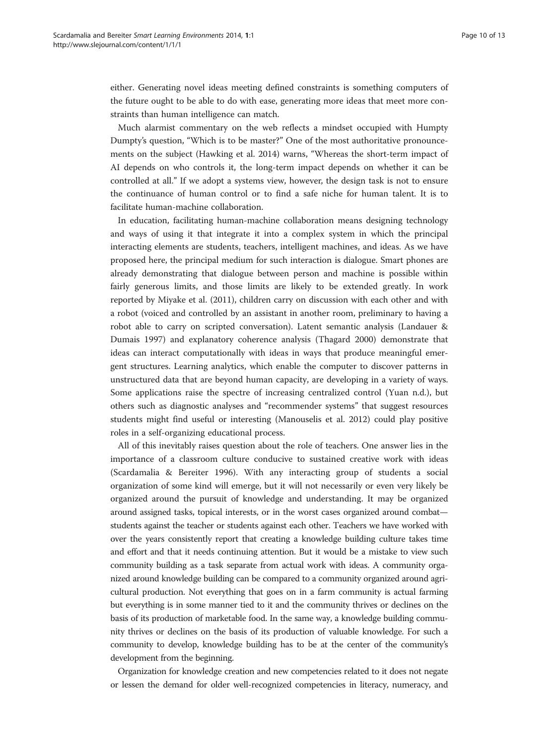either. Generating novel ideas meeting defined constraints is something computers of the future ought to be able to do with ease, generating more ideas that meet more constraints than human intelligence can match.

Much alarmist commentary on the web reflects a mindset occupied with Humpty Dumpty's question, "Which is to be master?" One of the most authoritative pronouncements on the subject (Hawking et al. 2014) warns, "Whereas the short-term impact of AI depends on who controls it, the long-term impact depends on whether it can be controlled at all." If we adopt a systems view, however, the design task is not to ensure the continuance of human control or to find a safe niche for human talent. It is to facilitate human-machine collaboration.

In education, facilitating human-machine collaboration means designing technology and ways of using it that integrate it into a complex system in which the principal interacting elements are students, teachers, intelligent machines, and ideas. As we have proposed here, the principal medium for such interaction is dialogue. Smart phones are already demonstrating that dialogue between person and machine is possible within fairly generous limits, and those limits are likely to be extended greatly. In work reported by Miyake et al. (2011), children carry on discussion with each other and with a robot (voiced and controlled by an assistant in another room, preliminary to having a robot able to carry on scripted conversation). Latent semantic analysis (Landauer & Dumais 1997) and explanatory coherence analysis (Thagard 2000) demonstrate that ideas can interact computationally with ideas in ways that produce meaningful emergent structures. Learning analytics, which enable the computer to discover patterns in unstructured data that are beyond human capacity, are developing in a variety of ways. Some applications raise the spectre of increasing centralized control (Yuan n.d.), but others such as diagnostic analyses and "recommender systems" that suggest resources students might find useful or interesting (Manouselis et al. 2012) could play positive roles in a self-organizing educational process.

All of this inevitably raises question about the role of teachers. One answer lies in the importance of a classroom culture conducive to sustained creative work with ideas (Scardamalia & Bereiter 1996). With any interacting group of students a social organization of some kind will emerge, but it will not necessarily or even very likely be organized around the pursuit of knowledge and understanding. It may be organized around assigned tasks, topical interests, or in the worst cases organized around combat—students against the teacher or students against each other. Teachers we have worked with over the years consistently report that creating a knowledge building culture takes time and effort and that it needs continuing attention. But it would be a mistake to view such community building as a task separate from actual work with ideas. A community organized around knowledge building can be compared to a community organized around agricultural production. Not everything that goes on in a farm community is actual farming but everything is in some manner tied to it and the community thrives or declines on the basis of its production of marketable food. In the same way, a knowledge building community thrives or declines on the basis of its production of valuable knowledge. For such a community to develop, knowledge building has to be at the center of the community's development from the beginning.

Organization for knowledge creation and new competencies related to it does not negate or lessen the demand for older well-recognized competencies in literacy, numeracy, and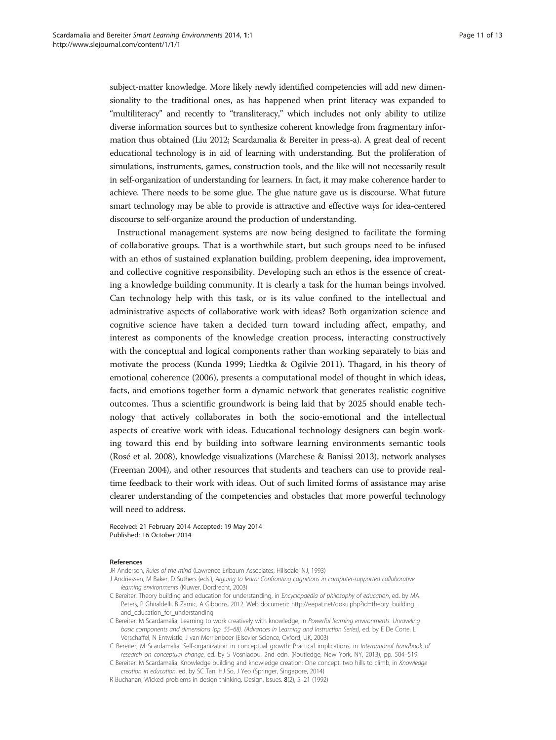subject-matter knowledge. More likely newly identified competencies will add new dimensionality to the traditional ones, as has happened when print literacy was expanded to "multiliteracy" and recently to "transliteracy," which includes not only ability to utilize diverse information sources but to synthesize coherent knowledge from fragmentary information thus obtained (Liu 2012; Scardamalia & Bereiter in press-a). A great deal of recent educational technology is in aid of learning with understanding. But the proliferation of simulations, instruments, games, construction tools, and the like will not necessarily result in self-organization of understanding for learners. In fact, it may make coherence harder to achieve. There needs to be some glue. The glue nature gave us is discourse. What future smart technology may be able to provide is attractive and effective ways for idea-centered discourse to self-organize around the production of understanding.

Instructional management systems are now being designed to facilitate the forming of collaborative groups. That is a worthwhile start, but such groups need to be infused with an ethos of sustained explanation building, problem deepening, idea improvement, and collective cognitive responsibility. Developing such an ethos is the essence of creating a knowledge building community. It is clearly a task for the human beings involved. Can technology help with this task, or is its value confined to the intellectual and administrative aspects of collaborative work with ideas? Both organization science and cognitive science have taken a decided turn toward including affect, empathy, and interest as components of the knowledge creation process, interacting constructively with the conceptual and logical components rather than working separately to bias and motivate the process (Kunda 1999; Liedtka & Ogilvie 2011). Thagard, in his theory of emotional coherence (2006), presents a computational model of thought in which ideas, facts, and emotions together form a dynamic network that generates realistic cognitive outcomes. Thus a scientific groundwork is being laid that by 2025 should enable technology that actively collaborates in both the socio-emotional and the intellectual aspects of creative work with ideas. Educational technology designers can begin working toward this end by building into software learning environments semantic tools (Rosé et al. 2008), knowledge visualizations (Marchese & Banissi 2013), network analyses (Freeman 2004), and other resources that students and teachers can use to provide real-time feedback to their work with ideas. Out of such limited forms of assistance may arise clearer understanding of the competencies and obstacles that more powerful technology will need to address.

Received: 21 February 2014 Accepted: 19 May 2014
Published: 16 October 2014

#### References

JR Anderson, *Rules of the mind* (Lawrence Erlbaum Associates, Hillsdale, NJ, 1993)

J Andriessen, M Baker, D Suthers (eds.), *Arguing to learn: Confronting cognitions in computer-supported collaborative learning environments* (Kluwer, Dordrecht, 2003)

C Bereiter, Theory building and education for understanding, in *Encyclopaedia of philosophy of education*, ed. by MA Peters, P Ghiraldelli, B Zarnic, A Gibbons, 2012. Web document: http://eepat.net/doku.php?id=theory_building_and_education_for_understanding

C Bereiter, M Scardamalia, Learning to work creatively with knowledge, in *Powerful learning environments. Unraveling basic components and dimensions (pp. 55–68). (Advances in Learning and Instruction Series)*, ed. by E De Corte, L Verschaffel, N Entwistle, J van Merriënboer (Elsevier Science, Oxford, UK, 2003)

C Bereiter, M Scardamalia, Self-organization in conceptual growth: Practical implications, in *International handbook of research on conceptual change*, ed. by S Vosniadou, 2nd edn. (Routledge, New York, NY, 2013), pp. 504–519

C Bereiter, M Scardamalia, Knowledge building and knowledge creation: One concept, two hills to climb, in *Knowledge creation in education*, ed. by SC Tan, HJ So, J Yeo (Springer, Singapore, 2014)

R Buchanan, Wicked problems in design thinking. Design. Issues. **8**(2), 5–21 (1992)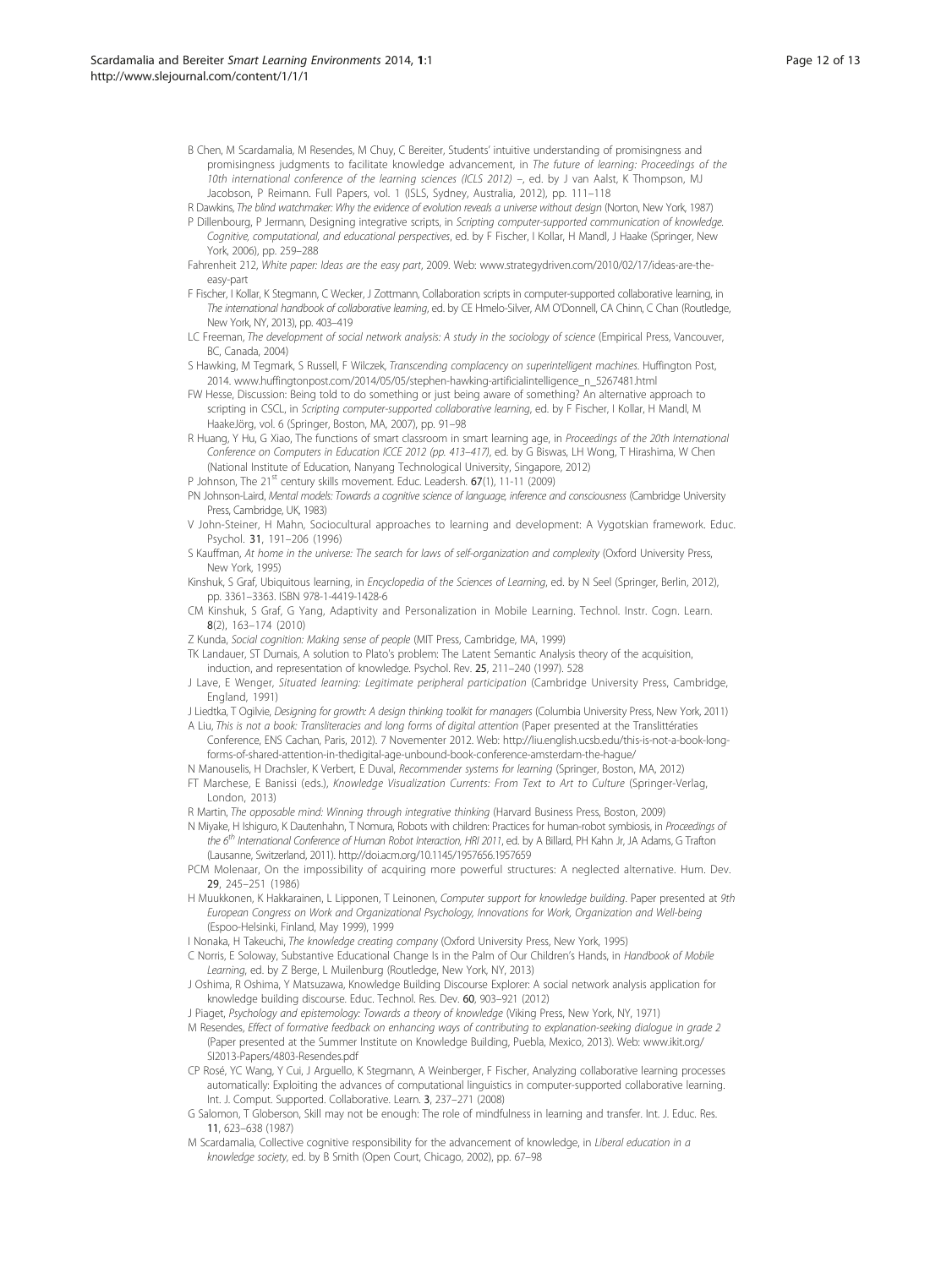B Chen, M Scardamalia, M Resendes, M Chuy, C Bereiter, Students' intuitive understanding of promisingness and promisingness judgments to facilitate knowledge advancement, in *The future of learning: Proceedings of the 10th international conference of the learning sciences (ICLS 2012) –*, ed. by J van Aalst, K Thompson, MJ Jacobson, P Reimann. Full Papers, vol. 1 (ISLS, Sydney, Australia, 2012), pp. 111–118

R Dawkins, *The blind watchmaker: Why the evidence of evolution reveals a universe without design* (Norton, New York, 1987)

P Dillenbourg, P Jermann, Designing integrative scripts, in *Scripting computer-supported communication of knowledge. Cognitive, computational, and educational perspectives*, ed. by F Fischer, I Kollar, H Mandl, J Haake (Springer, New York, 2006), pp. 259–288

Fahrenheit 212, *White paper: Ideas are the easy part*, 2009. Web: www.strategydriven.com/2010/02/17/ideas-are-the-easy-part

F Fischer, I Kollar, K Stegmann, C Wecker, J Zottmann, Collaboration scripts in computer-supported collaborative learning, in *The international handbook of collaborative learning*, ed. by CE Hmelo-Silver, AM O'Donnell, CA Chinn, C Chan (Routledge, New York, NY, 2013), pp. 403–419

LC Freeman, *The development of social network analysis: A study in the sociology of science* (Empirical Press, Vancouver, BC, Canada, 2004)

S Hawking, M Tegmark, S Russell, F Wilczek, *Transcending complacency on superintelligent machines*. Huffington Post, 2014. www.huffingtonpost.com/2014/05/05/stephen-hawking-artificialintelligence_n_5267481.html

FW Hesse, Discussion: Being told to do something or just being aware of something? An alternative approach to scripting in CSCL, in *Scripting computer-supported collaborative learning*, ed. by F Fischer, I Kollar, H Mandl, M HaakeJörg, vol. 6 (Springer, Boston, MA, 2007), pp. 91–98

R Huang, Y Hu, G Xiao, The functions of smart classroom in smart learning age, in *Proceedings of the 20th International Conference on Computers in Education ICCE 2012 (pp. 413–417)*, ed. by G Biswas, LH Wong, T Hirashima, W Chen (National Institute of Education, Nanyang Technological University, Singapore, 2012)

P Johnson, The 21st century skills movement. Educ. Leadersh. **67**(1), 11-11 (2009)

PN Johnson-Laird, *Mental models: Towards a cognitive science of language, inference and consciousness* (Cambridge University Press, Cambridge, UK, 1983)

V John-Steiner, H Mahn, Sociocultural approaches to learning and development: A Vygotskian framework. Educ. Psychol. **31**, 191–206 (1996)

S Kauffman, *At home in the universe: The search for laws of self-organization and complexity* (Oxford University Press, New York, 1995)

Kinshuk, S Graf, Ubiquitous learning, in *Encyclopedia of the Sciences of Learning*, ed. by N Seel (Springer, Berlin, 2012), pp. 3361–3363. ISBN 978-1-4419-1428-6

CM Kinshuk, S Graf, G Yang, Adaptivity and Personalization in Mobile Learning. Technol. Instr. Cogn. Learn. **8**(2), 163–174 (2010)

Z Kunda, *Social cognition: Making sense of people* (MIT Press, Cambridge, MA, 1999)

TK Landauer, ST Dumais, A solution to Plato's problem: The Latent Semantic Analysis theory of the acquisition, induction, and representation of knowledge. Psychol. Rev. **25**, 211–240 (1997). 528

J Lave, E Wenger, *Situated learning: Legitimate peripheral participation* (Cambridge University Press, Cambridge, England, 1991)

J Liedtka, T Ogilvie, *Designing for growth: A design thinking toolkit for managers* (Columbia University Press, New York, 2011)

A Liu, *This is not a book: Transliteracies and long forms of digital attention* (Paper presented at the Translittératies Conference, ENS Cachan, Paris, 2012). 7 Novementer 2012. Web: http://liu.english.ucsb.edu/this-is-not-a-book-long-forms-of-shared-attention-in-thedigital-age-unbound-book-conference-amsterdam-the-hague/

N Manouselis, H Drachsler, K Verbert, E Duval, *Recommender systems for learning* (Springer, Boston, MA, 2012)

FT Marchese, E Banissi (eds.), *Knowledge Visualization Currents: From Text to Art to Culture* (Springer-Verlag, London, 2013)

R Martin, *The opposable mind: Winning through integrative thinking* (Harvard Business Press, Boston, 2009)

N Miyake, H Ishiguro, K Dautenhahn, T Nomura, Robots with children: Practices for human-robot symbiosis, in *Proceedings of the 6th International Conference of Human Robot Interaction, HRI 2011*, ed. by A Billard, PH Kahn Jr, JA Adams, G Trafton (Lausanne, Switzerland, 2011). http://doi.acm.org/10.1145/1957656.1957659

PCM Molenaar, On the impossibility of acquiring more powerful structures: A neglected alternative. Hum. Dev. **29**, 245–251 (1986)

H Muukkonen, K Hakkarainen, L Lipponen, T Leinonen, *Computer support for knowledge building*. Paper presented at *9th European Congress on Work and Organizational Psychology, Innovations for Work, Organization and Well-being* (Espoo-Helsinki, Finland, May 1999), 1999

I Nonaka, H Takeuchi, *The knowledge creating company* (Oxford University Press, New York, 1995)

C Norris, E Soloway, Substantive Educational Change Is in the Palm of Our Children's Hands, in *Handbook of Mobile Learning*, ed. by Z Berge, L Muilenburg (Routledge, New York, NY, 2013)

J Oshima, R Oshima, Y Matsuzawa, Knowledge Building Discourse Explorer: A social network analysis application for knowledge building discourse. Educ. Technol. Res. Dev. **60**, 903–921 (2012)

J Piaget, *Psychology and epistemology: Towards a theory of knowledge* (Viking Press, New York, NY, 1971)

M Resendes, *Effect of formative feedback on enhancing ways of contributing to explanation-seeking dialogue in grade 2* (Paper presented at the Summer Institute on Knowledge Building, Puebla, Mexico, 2013). Web: www.ikit.org/SI2013-Papers/4803-Resendes.pdf

CP Rosé, YC Wang, Y Cui, J Arguello, K Stegmann, A Weinberger, F Fischer, Analyzing collaborative learning processes automatically: Exploiting the advances of computational linguistics in computer-supported collaborative learning. Int. J. Comput. Supported. Collaborative. Learn. **3**, 237–271 (2008)

G Salomon, T Globerson, Skill may not be enough: The role of mindfulness in learning and transfer. Int. J. Educ. Res. **11**, 623–638 (1987)

M Scardamalia, Collective cognitive responsibility for the advancement of knowledge, in *Liberal education in a knowledge society*, ed. by B Smith (Open Court, Chicago, 2002), pp. 67–98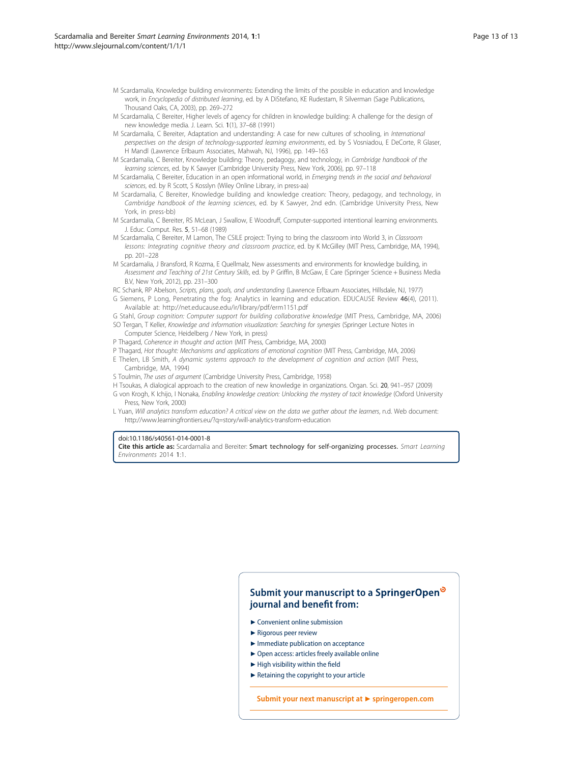M Scardamalia, Knowledge building environments: Extending the limits of the possible in education and knowledge work, in *Encyclopedia of distributed learning*, ed. by A DiStefano, KE Rudestam, R Silverman (Sage Publications, Thousand Oaks, CA, 2003), pp. 269–272

M Scardamalia, C Bereiter, Higher levels of agency for children in knowledge building: A challenge for the design of new knowledge media. J. Learn. Sci. **1**(1), 37–68 (1991)

M Scardamalia, C Bereiter, Adaptation and understanding: A case for new cultures of schooling, in *International perspectives on the design of technology-supported learning environments*, ed. by S Vosniadou, E DeCorte, R Glaser, H Mandl (Lawrence Erlbaum Associates, Mahwah, NJ, 1996), pp. 149–163

M Scardamalia, C Bereiter, Knowledge building: Theory, pedagogy, and technology, in *Cambridge handbook of the learning sciences*, ed. by K Sawyer (Cambridge University Press, New York, 2006), pp. 97–118

M Scardamalia, C Bereiter, Education in an open informational world, in *Emerging trends in the social and behavioral sciences*, ed. by R Scott, S Kosslyn (Wiley Online Library, in press-aa)

M Scardamalia, C Bereiter, Knowledge building and knowledge creation: Theory, pedagogy, and technology, in *Cambridge handbook of the learning sciences*, ed. by K Sawyer, 2nd edn. (Cambridge University Press, New York, in press-bb)

M Scardamalia, C Bereiter, RS McLean, J Swallow, E Woodruff, Computer-supported intentional learning environments. J. Educ. Comput. Res. **5**, 51–68 (1989)

M Scardamalia, C Bereiter, M Lamon, The CSILE project: Trying to bring the classroom into World 3, in *Classroom lessons: Integrating cognitive theory and classroom practice*, ed. by K McGilley (MIT Press, Cambridge, MA, 1994), pp. 201–228

M Scardamalia, J Bransford, R Kozma, E Quellmalz, New assessments and environments for knowledge building, in *Assessment and Teaching of 21st Century Skills*, ed. by P Griffin, B McGaw, E Care (Springer Science + Business Media B.V, New York, 2012), pp. 231–300

RC Schank, RP Abelson, *Scripts, plans, goals, and understanding* (Lawrence Erlbaum Associates, Hillsdale, NJ, 1977)

G Siemens, P Long, Penetrating the fog: Analytics in learning and education. EDUCAUSE Review **46**(4), (2011). Available at: http://net.educause.edu/ir/library/pdf/erm1151.pdf

G Stahl, *Group cognition: Computer support for building collaborative knowledge* (MIT Press, Cambridge, MA, 2006)

SO Tergan, T Keller, *Knowledge and information visualization: Searching for synergies* (Springer Lecture Notes in Computer Science, Heidelberg / New York, in press)

P Thagard, *Coherence in thought and action* (MIT Press, Cambridge, MA, 2000)

P Thagard, *Hot thought: Mechanisms and applications of emotional cognition* (MIT Press, Cambridge, MA, 2006)

E Thelen, LB Smith, *A dynamic systems approach to the development of cognition and action* (MIT Press, Cambridge, MA, 1994)

S Toulmin, *The uses of argument* (Cambridge University Press, Cambridge, 1958)

H Tsoukas, A dialogical approach to the creation of new knowledge in organizations. Organ. Sci. **20**, 941–957 (2009)

G von Krogh, K Ichijo, I Nonaka, *Enabling knowledge creation: Unlocking the mystery of tacit knowledge* (Oxford University Press, New York, 2000)

L Yuan, *Will analytics transform education? A critical view on the data we gather about the learners*, n.d. Web document: http://www.learningfrontiers.eu/?q=story/will-analytics-transform-education

doi:10.1186/s40561-014-0001-8
**Cite this article as:** Scardamalia and Bereiter: **Smart technology for self-organizing processes.** *Smart Learning Environments* 2014 **1**:1.

**Submit your manuscript to a SpringerOpen journal and benefit from:**

- ► Convenient online submission
- ► Rigorous peer review
- ► Immediate publication on acceptance
- ► Open access: articles freely available online
- ► High visibility within the field
- ► Retaining the copyright to your article

**Submit your next manuscript at ► springeropen.com**